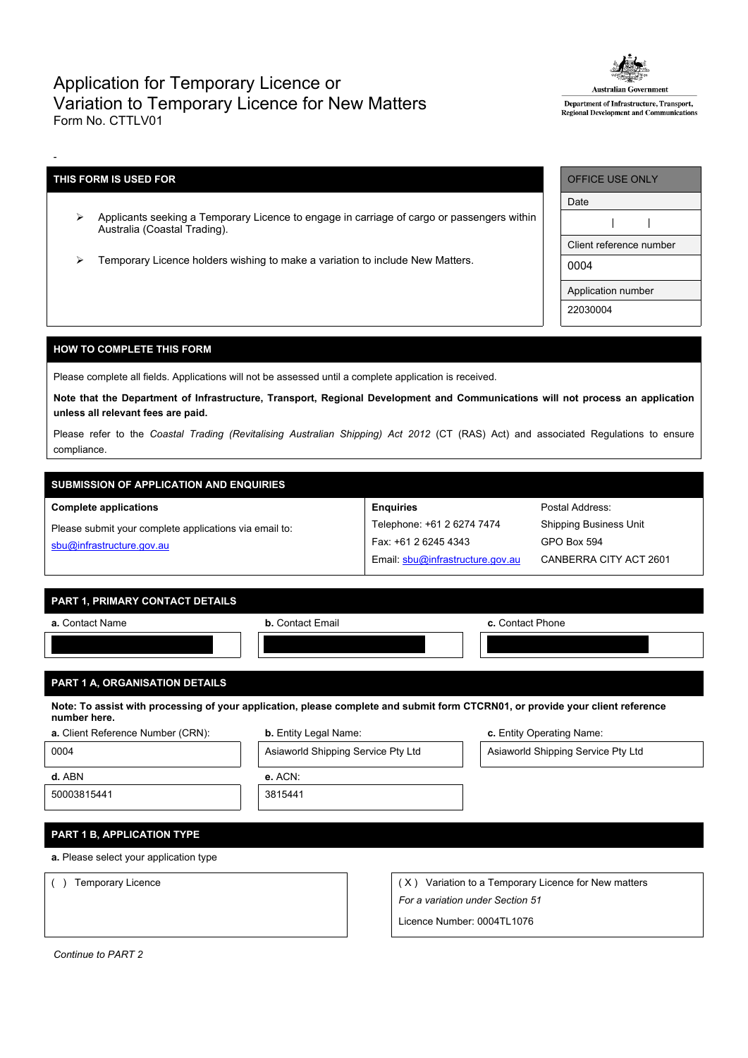# Application for Temporary Licence or Variation to Temporary Licence for New Matters

Form No. CTTLV01

Australian Government
Department of Infrastructure, Transport, Regional Development and Communications

-

| THIS FORM IS USED FOR |
|---|
| ➢ Applicants seeking a Temporary Licence to engage in carriage of cargo or passengers within Australia (Coastal Trading). |
| ➢ Temporary Licence holders wishing to make a variation to include New Matters. |

| OFFICE USE ONLY |
|---|
| Date |
| \| \| |
| Client reference number |
| 0004 |
| Application number |
| 22030004 |

## HOW TO COMPLETE THIS FORM

Please complete all fields. Applications will not be assessed until a complete application is received.

**Note that the Department of Infrastructure, Transport, Regional Development and Communications will not process an application unless all relevant fees are paid.**

Please refer to the *Coastal Trading (Revitalising Australian Shipping) Act 2012* (CT (RAS) Act) and associated Regulations to ensure compliance.

## SUBMISSION OF APPLICATION AND ENQUIRIES

| **Complete applications** | **Enquiries** | Postal Address: |
|---|---|---|
| Please submit your complete applications via email to: | Telephone: +61 2 6274 7474 | Shipping Business Unit |
| sbu@infrastructure.gov.au | Fax: +61 2 6245 4343 | GPO Box 594 |
| | Email: sbu@infrastructure.gov.au | CANBERRA CITY ACT 2601 |

## PART 1, PRIMARY CONTACT DETAILS

| **a.** Contact Name | **b.** Contact Email | **c.** Contact Phone |
|---|---|---|
| | | |

## PART 1 A, ORGANISATION DETAILS

**Note: To assist with processing of your application, please complete and submit form CTCRN01, or provide your client reference number here.**

| **a.** Client Reference Number (CRN): | **b.** Entity Legal Name: | **c.** Entity Operating Name: |
|---|---|---|
| 0004 | Asiaworld Shipping Service Pty Ltd | Asiaworld Shipping Service Pty Ltd |
| **d.** ABN | **e.** ACN: | |
| 50003815441 | 3815441 | |

## PART 1 B, APPLICATION TYPE

**a.** Please select your application type

( ) Temporary Licence

( X ) Variation to a Temporary Licence for New matters

*For a variation under Section 51*

Licence Number: 0004TL1076

*Continue to PART 2*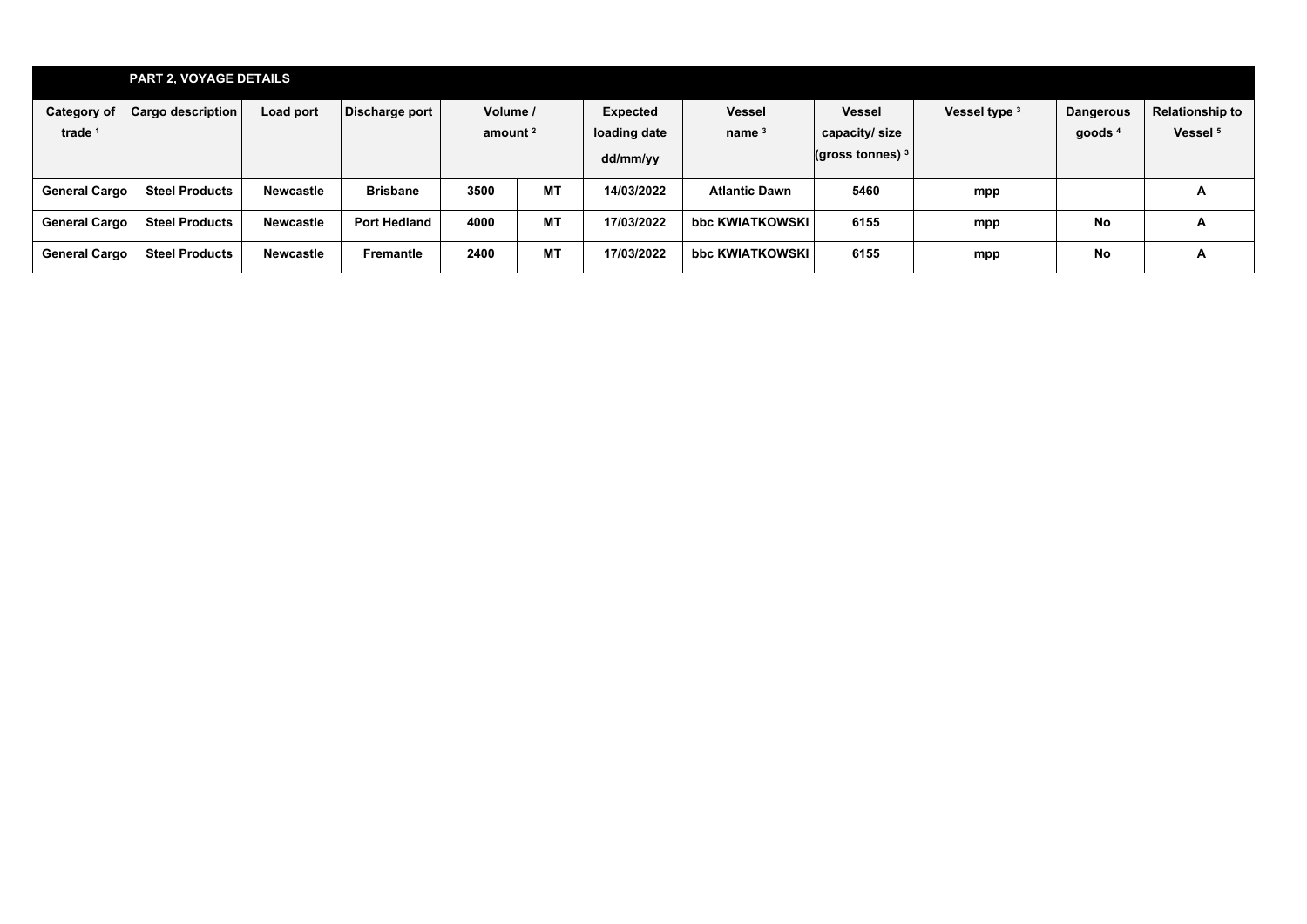| PART 2, VOYAGE DETAILS | | | | | | | | | | | |
|---|---|---|---|---|---|---|---|---|---|---|---|
| Category of trade [1] | Cargo description | Load port | Discharge port | Volume / amount [2] | | Expected loading date dd/mm/yy | Vessel name [3] | Vessel capacity/ size (gross tonnes) [3] | Vessel type [3] | Dangerous goods [4] | Relationship to Vessel [5] |
| General Cargo | Steel Products | Newcastle | Brisbane | 3500 | MT | 14/03/2022 | Atlantic Dawn | 5460 | mpp | | A |
| General Cargo | Steel Products | Newcastle | Port Hedland | 4000 | MT | 17/03/2022 | bbc KWIATKOWSKI | 6155 | mpp | No | A |
| General Cargo | Steel Products | Newcastle | Fremantle | 2400 | MT | 17/03/2022 | bbc KWIATKOWSKI | 6155 | mpp | No | A |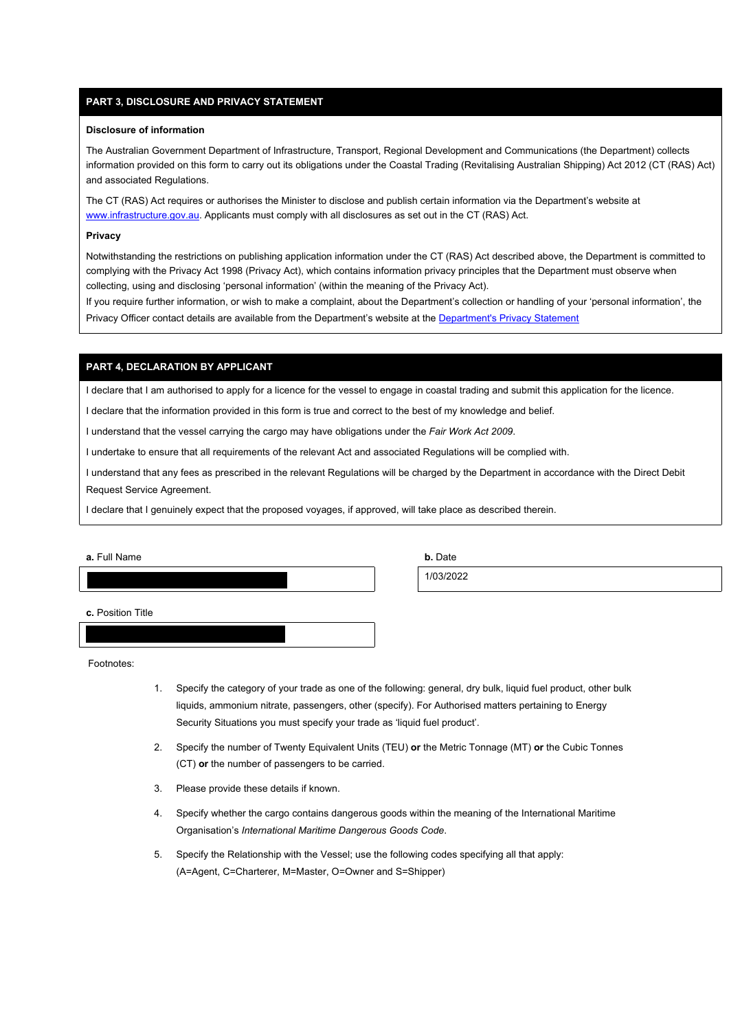## PART 3, DISCLOSURE AND PRIVACY STATEMENT

**Disclosure of information**

The Australian Government Department of Infrastructure, Transport, Regional Development and Communications (the Department) collects information provided on this form to carry out its obligations under the Coastal Trading (Revitalising Australian Shipping) Act 2012 (CT (RAS) Act) and associated Regulations.

The CT (RAS) Act requires or authorises the Minister to disclose and publish certain information via the Department's website at www.infrastructure.gov.au. Applicants must comply with all disclosures as set out in the CT (RAS) Act.

**Privacy**

Notwithstanding the restrictions on publishing application information under the CT (RAS) Act described above, the Department is committed to complying with the Privacy Act 1998 (Privacy Act), which contains information privacy principles that the Department must observe when collecting, using and disclosing 'personal information' (within the meaning of the Privacy Act).

If you require further information, or wish to make a complaint, about the Department's collection or handling of your 'personal information', the Privacy Officer contact details are available from the Department's website at the Department's Privacy Statement

## PART 4, DECLARATION BY APPLICANT

I declare that I am authorised to apply for a licence for the vessel to engage in coastal trading and submit this application for the licence.

I declare that the information provided in this form is true and correct to the best of my knowledge and belief.

I understand that the vessel carrying the cargo may have obligations under the *Fair Work Act 2009*.

I undertake to ensure that all requirements of the relevant Act and associated Regulations will be complied with.

I understand that any fees as prescribed in the relevant Regulations will be charged by the Department in accordance with the Direct Debit Request Service Agreement.

I declare that I genuinely expect that the proposed voyages, if approved, will take place as described therein.

**a.** Full Name

[REDACTED]

**b.** Date

1/03/2022

**c.** Position Title

[REDACTED]

Footnotes:

1. Specify the category of your trade as one of the following: general, dry bulk, liquid fuel product, other bulk liquids, ammonium nitrate, passengers, other (specify). For Authorised matters pertaining to Energy Security Situations you must specify your trade as 'liquid fuel product'.
2. Specify the number of Twenty Equivalent Units (TEU) **or** the Metric Tonnage (MT) **or** the Cubic Tonnes (CT) **or** the number of passengers to be carried.
3. Please provide these details if known.
4. Specify whether the cargo contains dangerous goods within the meaning of the International Maritime Organisation's *International Maritime Dangerous Goods Code*.
5. Specify the Relationship with the Vessel; use the following codes specifying all that apply: (A=Agent, C=Charterer, M=Master, O=Owner and S=Shipper)